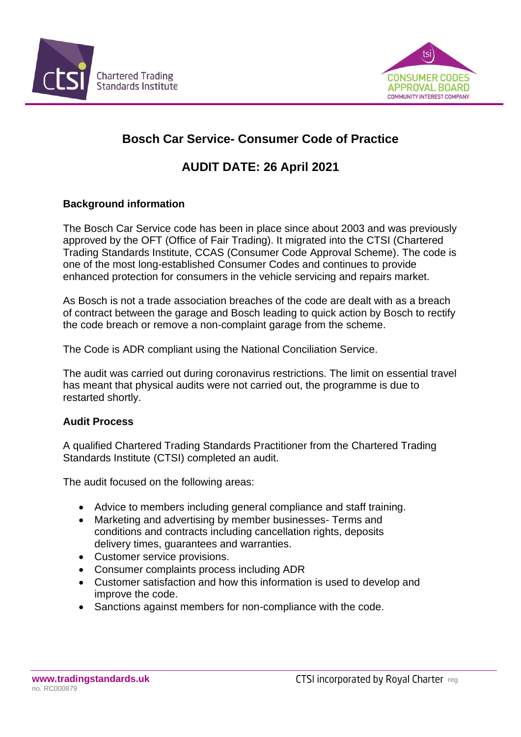# Bosch Car Service- Consumer Code of Practice

## AUDIT DATE: 26 April 2021

**Background information**

The Bosch Car Service code has been in place since about 2003 and was previously approved by the OFT (Office of Fair Trading). It migrated into the CTSI (Chartered Trading Standards Institute, CCAS (Consumer Code Approval Scheme). The code is one of the most long-established Consumer Codes and continues to provide enhanced protection for consumers in the vehicle servicing and repairs market.

As Bosch is not a trade association breaches of the code are dealt with as a breach of contract between the garage and Bosch leading to quick action by Bosch to rectify the code breach or remove a non-complaint garage from the scheme.

The Code is ADR compliant using the National Conciliation Service.

The audit was carried out during coronavirus restrictions. The limit on essential travel has meant that physical audits were not carried out, the programme is due to restarted shortly.

**Audit Process**

A qualified Chartered Trading Standards Practitioner from the Chartered Trading Standards Institute (CTSI) completed an audit.

The audit focused on the following areas:

- Advice to members including general compliance and staff training.
- Marketing and advertising by member businesses- Terms and conditions and contracts including cancellation rights, deposits delivery times, guarantees and warranties.
- Customer service provisions.
- Consumer complaints process including ADR
- Customer satisfaction and how this information is used to develop and improve the code.
- Sanctions against members for non-compliance with the code.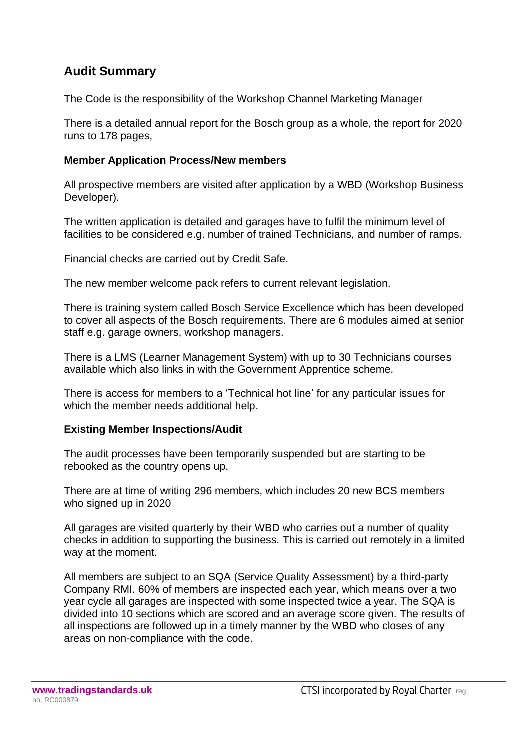## Audit Summary

The Code is the responsibility of the Workshop Channel Marketing Manager

There is a detailed annual report for the Bosch group as a whole, the report for 2020 runs to 178 pages,

**Member Application Process/New members**

All prospective members are visited after application by a WBD (Workshop Business Developer).

The written application is detailed and garages have to fulfil the minimum level of facilities to be considered e.g. number of trained Technicians, and number of ramps.

Financial checks are carried out by Credit Safe.

The new member welcome pack refers to current relevant legislation.

There is training system called Bosch Service Excellence which has been developed to cover all aspects of the Bosch requirements. There are 6 modules aimed at senior staff e.g. garage owners, workshop managers.

There is a LMS (Learner Management System) with up to 30 Technicians courses available which also links in with the Government Apprentice scheme.

There is access for members to a 'Technical hot line' for any particular issues for which the member needs additional help.

**Existing Member Inspections/Audit**

The audit processes have been temporarily suspended but are starting to be rebooked as the country opens up.

There are at time of writing 296 members, which includes 20 new BCS members who signed up in 2020

All garages are visited quarterly by their WBD who carries out a number of quality checks in addition to supporting the business. This is carried out remotely in a limited way at the moment.

All members are subject to an SQA (Service Quality Assessment) by a third-party Company RMI. 60% of members are inspected each year, which means over a two year cycle all garages are inspected with some inspected twice a year. The SQA is divided into 10 sections which are scored and an average score given. The results of all inspections are followed up in a timely manner by the WBD who closes of any areas on non-compliance with the code.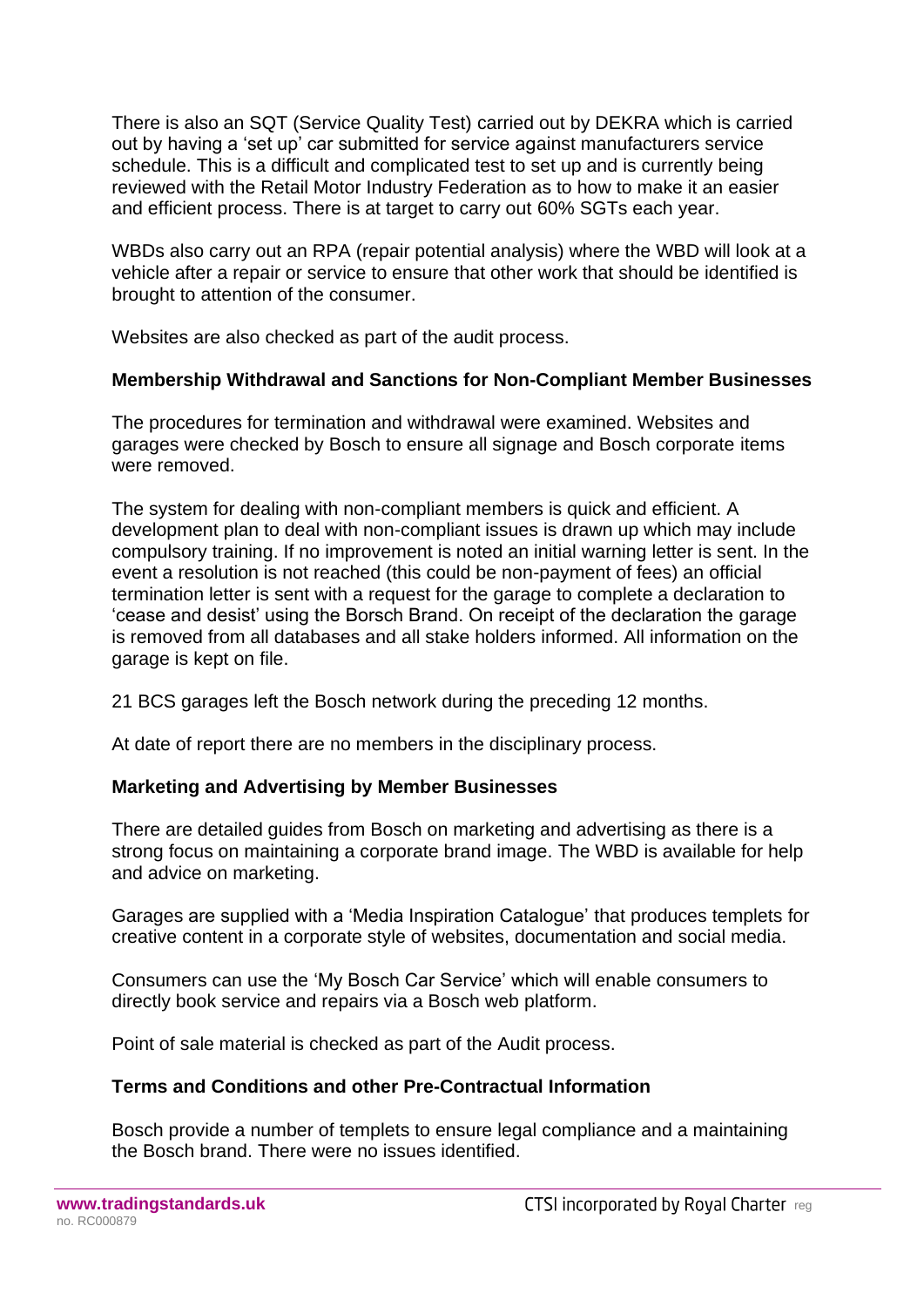There is also an SQT (Service Quality Test) carried out by DEKRA which is carried out by having a 'set up' car submitted for service against manufacturers service schedule. This is a difficult and complicated test to set up and is currently being reviewed with the Retail Motor Industry Federation as to how to make it an easier and efficient process. There is at target to carry out 60% SGTs each year.

WBDs also carry out an RPA (repair potential analysis) where the WBD will look at a vehicle after a repair or service to ensure that other work that should be identified is brought to attention of the consumer.

Websites are also checked as part of the audit process.

**Membership Withdrawal and Sanctions for Non-Compliant Member Businesses**

The procedures for termination and withdrawal were examined. Websites and garages were checked by Bosch to ensure all signage and Bosch corporate items were removed.

The system for dealing with non-compliant members is quick and efficient. A development plan to deal with non-compliant issues is drawn up which may include compulsory training. If no improvement is noted an initial warning letter is sent. In the event a resolution is not reached (this could be non-payment of fees) an official termination letter is sent with a request for the garage to complete a declaration to 'cease and desist' using the Borsch Brand. On receipt of the declaration the garage is removed from all databases and all stake holders informed. All information on the garage is kept on file.

21 BCS garages left the Bosch network during the preceding 12 months.

At date of report there are no members in the disciplinary process.

**Marketing and Advertising by Member Businesses**

There are detailed guides from Bosch on marketing and advertising as there is a strong focus on maintaining a corporate brand image. The WBD is available for help and advice on marketing.

Garages are supplied with a 'Media Inspiration Catalogue' that produces templets for creative content in a corporate style of websites, documentation and social media.

Consumers can use the 'My Bosch Car Service' which will enable consumers to directly book service and repairs via a Bosch web platform.

Point of sale material is checked as part of the Audit process.

**Terms and Conditions and other Pre-Contractual Information**

Bosch provide a number of templets to ensure legal compliance and a maintaining the Bosch brand. There were no issues identified.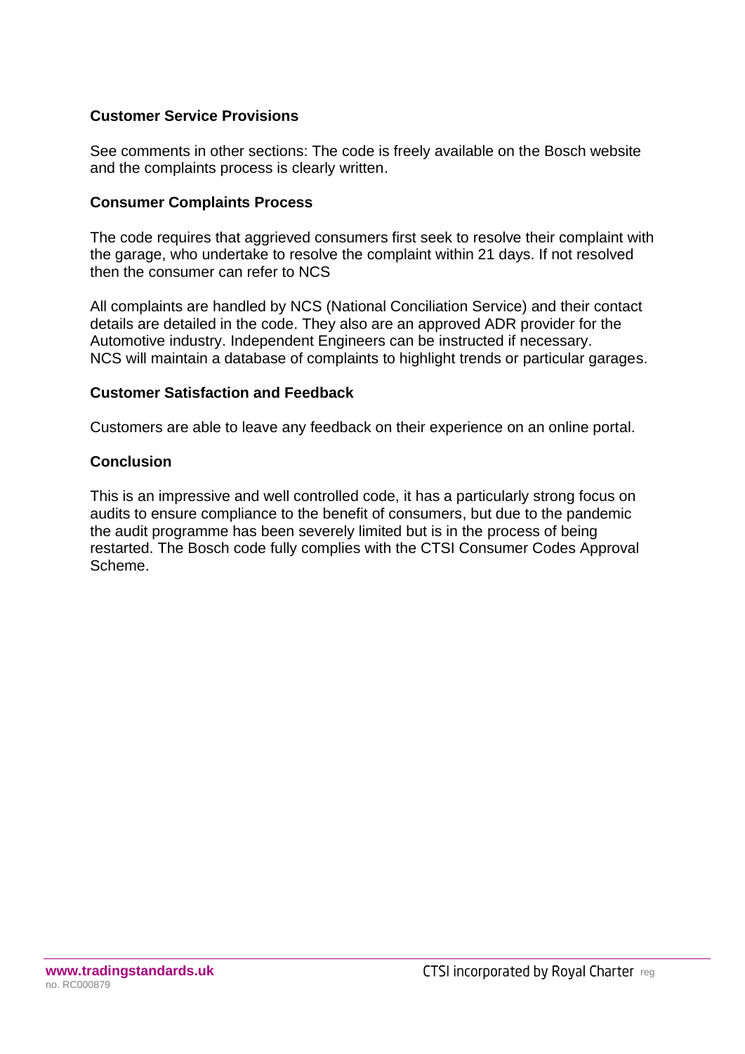### Customer Service Provisions

See comments in other sections: The code is freely available on the Bosch website and the complaints process is clearly written.

### Consumer Complaints Process

The code requires that aggrieved consumers first seek to resolve their complaint with the garage, who undertake to resolve the complaint within 21 days. If not resolved then the consumer can refer to NCS

All complaints are handled by NCS (National Conciliation Service) and their contact details are detailed in the code. They also are an approved ADR provider for the Automotive industry. Independent Engineers can be instructed if necessary. NCS will maintain a database of complaints to highlight trends or particular garages.

### Customer Satisfaction and Feedback

Customers are able to leave any feedback on their experience on an online portal.

### Conclusion

This is an impressive and well controlled code, it has a particularly strong focus on audits to ensure compliance to the benefit of consumers, but due to the pandemic the audit programme has been severely limited but is in the process of being restarted. The Bosch code fully complies with the CTSI Consumer Codes Approval Scheme.